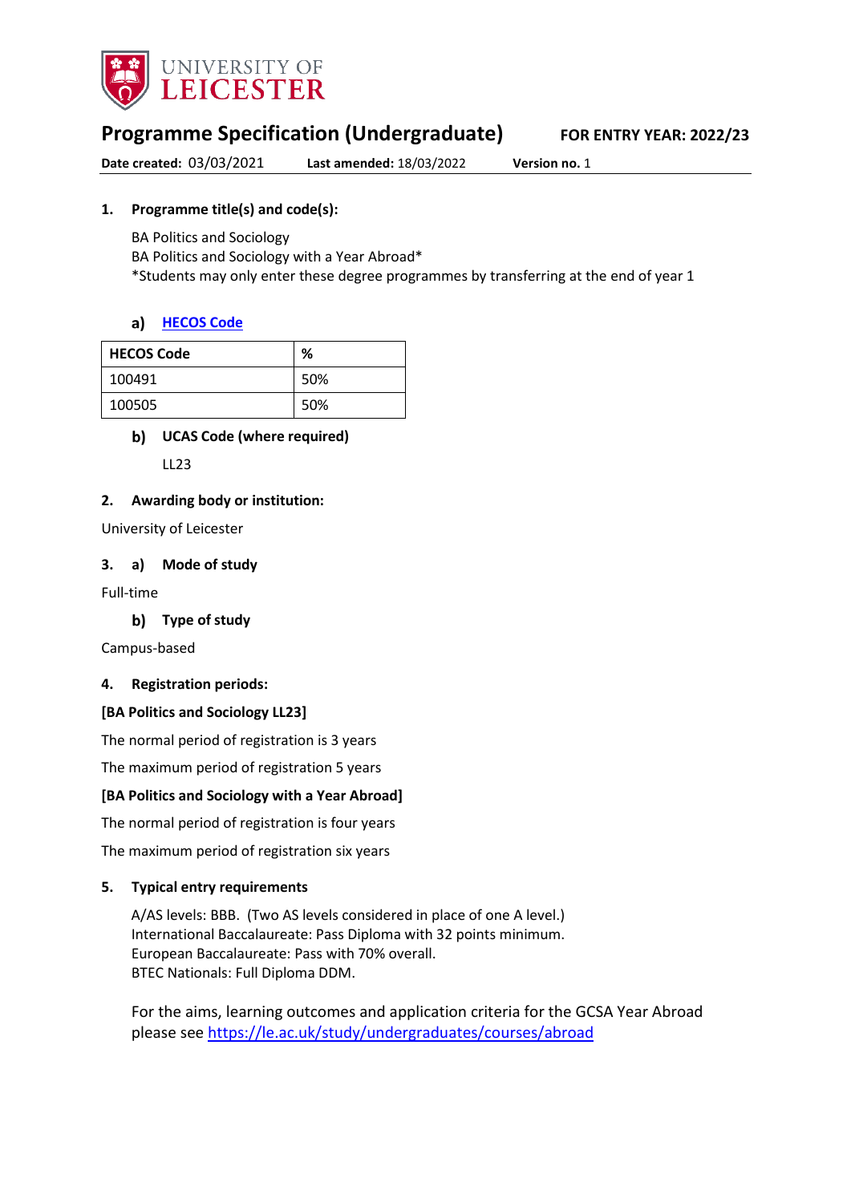# Programme Specification (Undergraduate)

**FOR ENTRY YEAR: 2022/23**

**Date created:** 03/03/2021 **Last amended:** 18/03/2022 **Version no.** 1

## 1. Programme title(s) and code(s):

BA Politics and Sociology
BA Politics and Sociology with a Year Abroad*
*Students may only enter these degree programmes by transferring at the end of year 1

### a) HECOS Code

| HECOS Code | % |
|---|---|
| 100491 | 50% |
| 100505 | 50% |

### b) UCAS Code (where required)

LL23

## 2. Awarding body or institution:

University of Leicester

## 3. a) Mode of study

Full-time

### b) Type of study

Campus-based

## 4. Registration periods:

**[BA Politics and Sociology LL23]**

The normal period of registration is 3 years

The maximum period of registration 5 years

**[BA Politics and Sociology with a Year Abroad]**

The normal period of registration is four years

The maximum period of registration six years

## 5. Typical entry requirements

A/AS levels: BBB. (Two AS levels considered in place of one A level.)
International Baccalaureate: Pass Diploma with 32 points minimum.
European Baccalaureate: Pass with 70% overall.
BTEC Nationals: Full Diploma DDM.

For the aims, learning outcomes and application criteria for the GCSA Year Abroad please see https://le.ac.uk/study/undergraduates/courses/abroad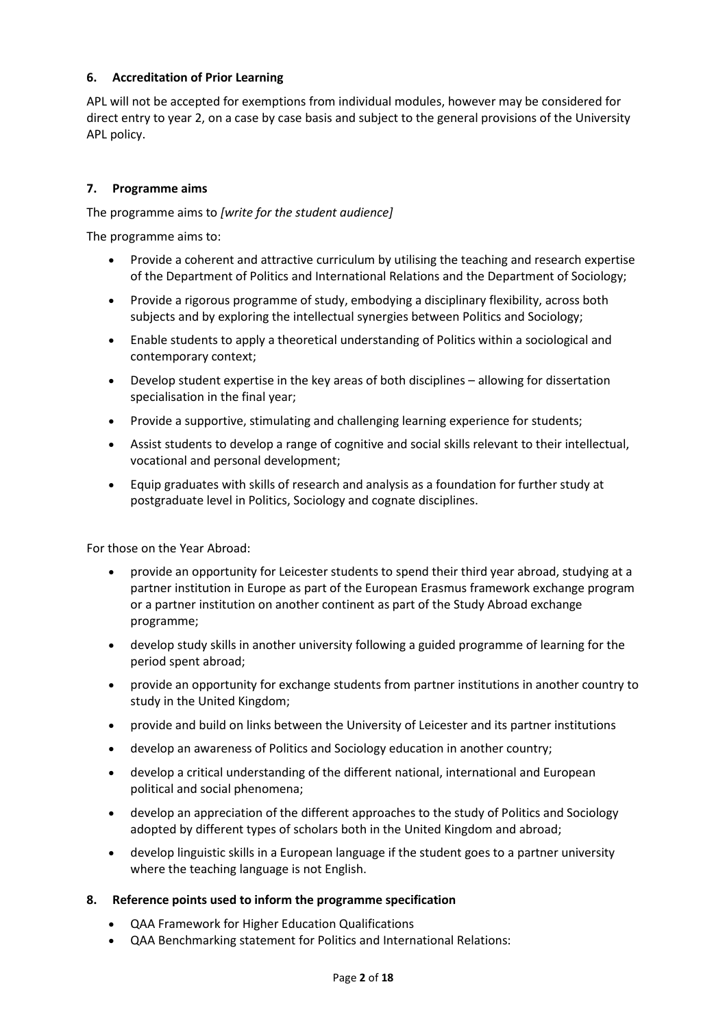## 6. Accreditation of Prior Learning

APL will not be accepted for exemptions from individual modules, however may be considered for direct entry to year 2, on a case by case basis and subject to the general provisions of the University APL policy.

## 7. Programme aims

The programme aims to *[write for the student audience]*

The programme aims to:

- Provide a coherent and attractive curriculum by utilising the teaching and research expertise of the Department of Politics and International Relations and the Department of Sociology;
- Provide a rigorous programme of study, embodying a disciplinary flexibility, across both subjects and by exploring the intellectual synergies between Politics and Sociology;
- Enable students to apply a theoretical understanding of Politics within a sociological and contemporary context;
- Develop student expertise in the key areas of both disciplines – allowing for dissertation specialisation in the final year;
- Provide a supportive, stimulating and challenging learning experience for students;
- Assist students to develop a range of cognitive and social skills relevant to their intellectual, vocational and personal development;
- Equip graduates with skills of research and analysis as a foundation for further study at postgraduate level in Politics, Sociology and cognate disciplines.

For those on the Year Abroad:

- provide an opportunity for Leicester students to spend their third year abroad, studying at a partner institution in Europe as part of the European Erasmus framework exchange program or a partner institution on another continent as part of the Study Abroad exchange programme;
- develop study skills in another university following a guided programme of learning for the period spent abroad;
- provide an opportunity for exchange students from partner institutions in another country to study in the United Kingdom;
- provide and build on links between the University of Leicester and its partner institutions
- develop an awareness of Politics and Sociology education in another country;
- develop a critical understanding of the different national, international and European political and social phenomena;
- develop an appreciation of the different approaches to the study of Politics and Sociology adopted by different types of scholars both in the United Kingdom and abroad;
- develop linguistic skills in a European language if the student goes to a partner university where the teaching language is not English.

## 8. Reference points used to inform the programme specification

- QAA Framework for Higher Education Qualifications
- QAA Benchmarking statement for Politics and International Relations: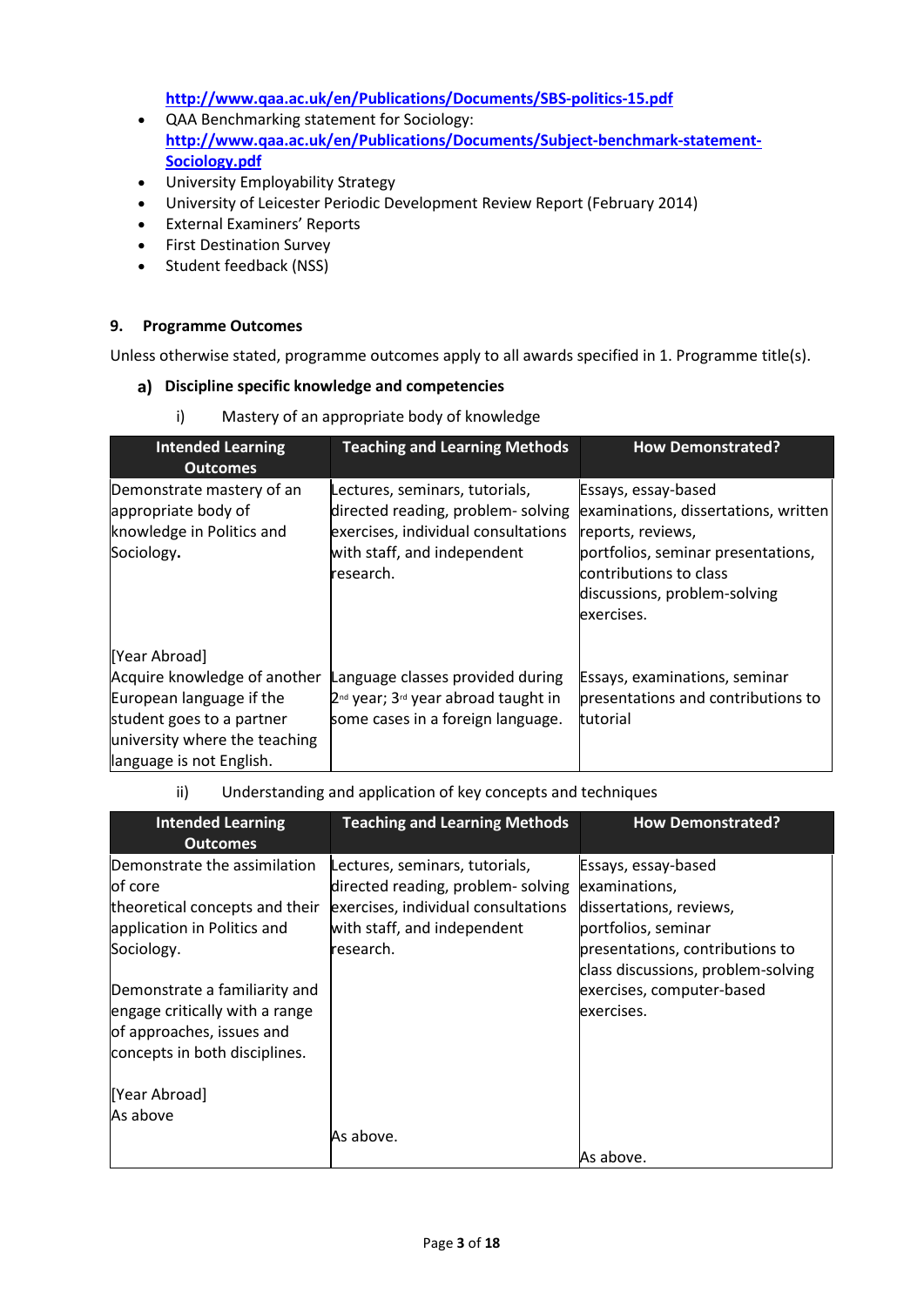- http://www.qaa.ac.uk/en/Publications/Documents/SBS-politics-15.pdf
- QAA Benchmarking statement for Sociology: http://www.qaa.ac.uk/en/Publications/Documents/Subject-benchmark-statement-Sociology.pdf
- University Employability Strategy
- University of Leicester Periodic Development Review Report (February 2014)
- External Examiners' Reports
- First Destination Survey
- Student feedback (NSS)

### 9. Programme Outcomes

Unless otherwise stated, programme outcomes apply to all awards specified in 1. Programme title(s).

#### a) Discipline specific knowledge and competencies

i) Mastery of an appropriate body of knowledge

| Intended Learning Outcomes | Teaching and Learning Methods | How Demonstrated? |
|---|---|---|
| Demonstrate mastery of an appropriate body of knowledge in Politics and Sociology. | Lectures, seminars, tutorials, directed reading, problem- solving exercises, individual consultations with staff, and independent research. | Essays, essay-based examinations, dissertations, written reports, reviews, portfolios, seminar presentations, contributions to class discussions, problem-solving exercises. |
| [Year Abroad] Acquire knowledge of another European language if the student goes to a partner university where the teaching language is not English. | Language classes provided during 2nd year; 3rd year abroad taught in some cases in a foreign language. | Essays, examinations, seminar presentations and contributions to tutorial |

ii) Understanding and application of key concepts and techniques

| Intended Learning Outcomes | Teaching and Learning Methods | How Demonstrated? |
|---|---|---|
| Demonstrate the assimilation of core theoretical concepts and their application in Politics and Sociology.<br><br>Demonstrate a familiarity and engage critically with a range of approaches, issues and concepts in both disciplines. | Lectures, seminars, tutorials, directed reading, problem- solving exercises, individual consultations with staff, and independent research. | Essays, essay-based examinations, dissertations, reviews, portfolios, seminar presentations, contributions to class discussions, problem-solving exercises, computer-based exercises. |
| [Year Abroad] As above | As above. | As above. |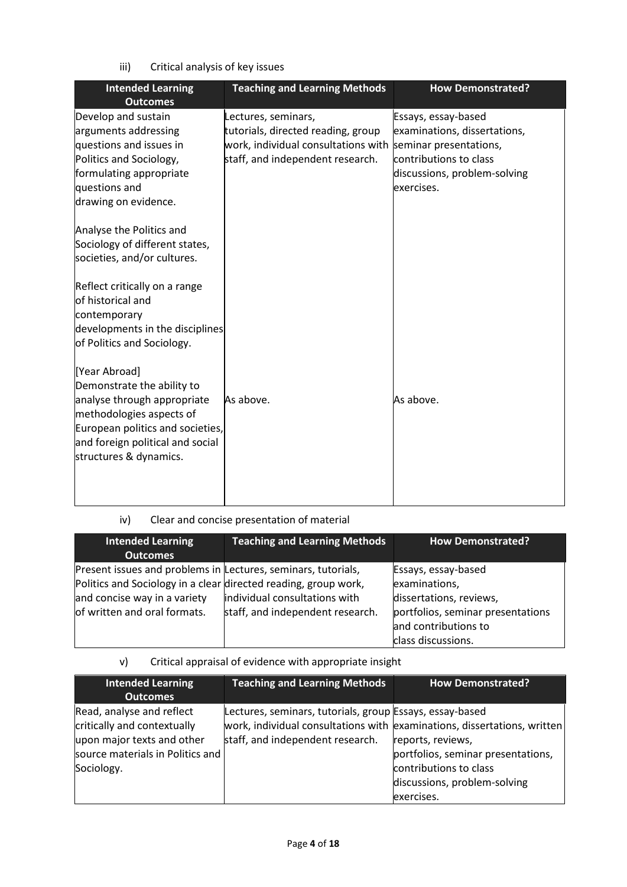iii) Critical analysis of key issues

| Intended Learning Outcomes | Teaching and Learning Methods | How Demonstrated? |
|---|---|---|
| Develop and sustain arguments addressing questions and issues in Politics and Sociology, formulating appropriate questions and drawing on evidence.<br><br>Analyse the Politics and Sociology of different states, societies, and/or cultures.<br><br>Reflect critically on a range of historical and contemporary developments in the disciplines of Politics and Sociology. | Lectures, seminars, tutorials, directed reading, group work, individual consultations with staff, and independent research. | Essays, essay-based examinations, dissertations, seminar presentations, contributions to class discussions, problem-solving exercises. |
| [Year Abroad] Demonstrate the ability to analyse through appropriate methodologies aspects of European politics and societies, and foreign political and social structures & dynamics. | As above. | As above. |

iv) Clear and concise presentation of material

| Intended Learning Outcomes | Teaching and Learning Methods | How Demonstrated? |
|---|---|---|
| Present issues and problems in Politics and Sociology in a clear and concise way in a variety of written and oral formats. | Lectures, seminars, tutorials, directed reading, group work, individual consultations with staff, and independent research. | Essays, essay-based examinations, dissertations, reviews, portfolios, seminar presentations and contributions to class discussions. |

v) Critical appraisal of evidence with appropriate insight

| Intended Learning Outcomes | Teaching and Learning Methods | How Demonstrated? |
|---|---|---|
| Read, analyse and reflect critically and contextually upon major texts and other source materials in Politics and Sociology. | Lectures, seminars, tutorials, group work, individual consultations with staff, and independent research. | Essays, essay-based examinations, dissertations, written reports, reviews, portfolios, seminar presentations, contributions to class discussions, problem-solving exercises. |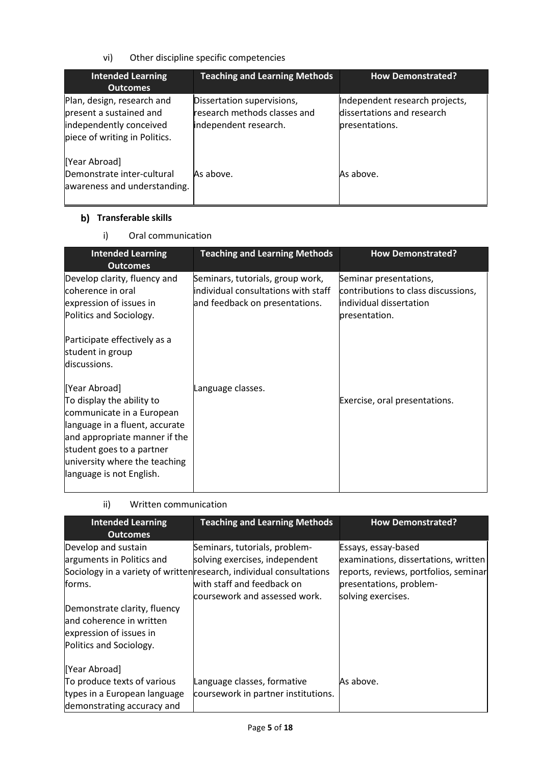vi) Other discipline specific competencies

| Intended Learning Outcomes | Teaching and Learning Methods | How Demonstrated? |
|---|---|---|
| Plan, design, research and present a sustained and independently conceived piece of writing in Politics. | Dissertation supervisions, research methods classes and independent research. | Independent research projects, dissertations and research presentations. |
| [Year Abroad] Demonstrate inter-cultural awareness and understanding. | As above. | As above. |

## b) Transferable skills

i) Oral communication

| Intended Learning Outcomes | Teaching and Learning Methods | How Demonstrated? |
|---|---|---|
| Develop clarity, fluency and coherence in oral expression of issues in Politics and Sociology.<br><br>Participate effectively as a student in group discussions. | Seminars, tutorials, group work, individual consultations with staff and feedback on presentations. | Seminar presentations, contributions to class discussions, individual dissertation presentation. |
| [Year Abroad] To display the ability to communicate in a European language in a fluent, accurate and appropriate manner if the student goes to a partner university where the teaching language is not English. | Language classes. | Exercise, oral presentations. |

ii) Written communication

| Intended Learning Outcomes | Teaching and Learning Methods | How Demonstrated? |
|---|---|---|
| Develop and sustain arguments in Politics and Sociology in a variety of written forms.<br><br>Demonstrate clarity, fluency and coherence in written expression of issues in Politics and Sociology. | Seminars, tutorials, problem-solving exercises, independent research, individual consultations with staff and feedback on coursework and assessed work. | Essays, essay-based examinations, dissertations, written reports, reviews, portfolios, seminar presentations, problem-solving exercises. |
| [Year Abroad] To produce texts of various types in a European language demonstrating accuracy and | Language classes, formative coursework in partner institutions. | As above. |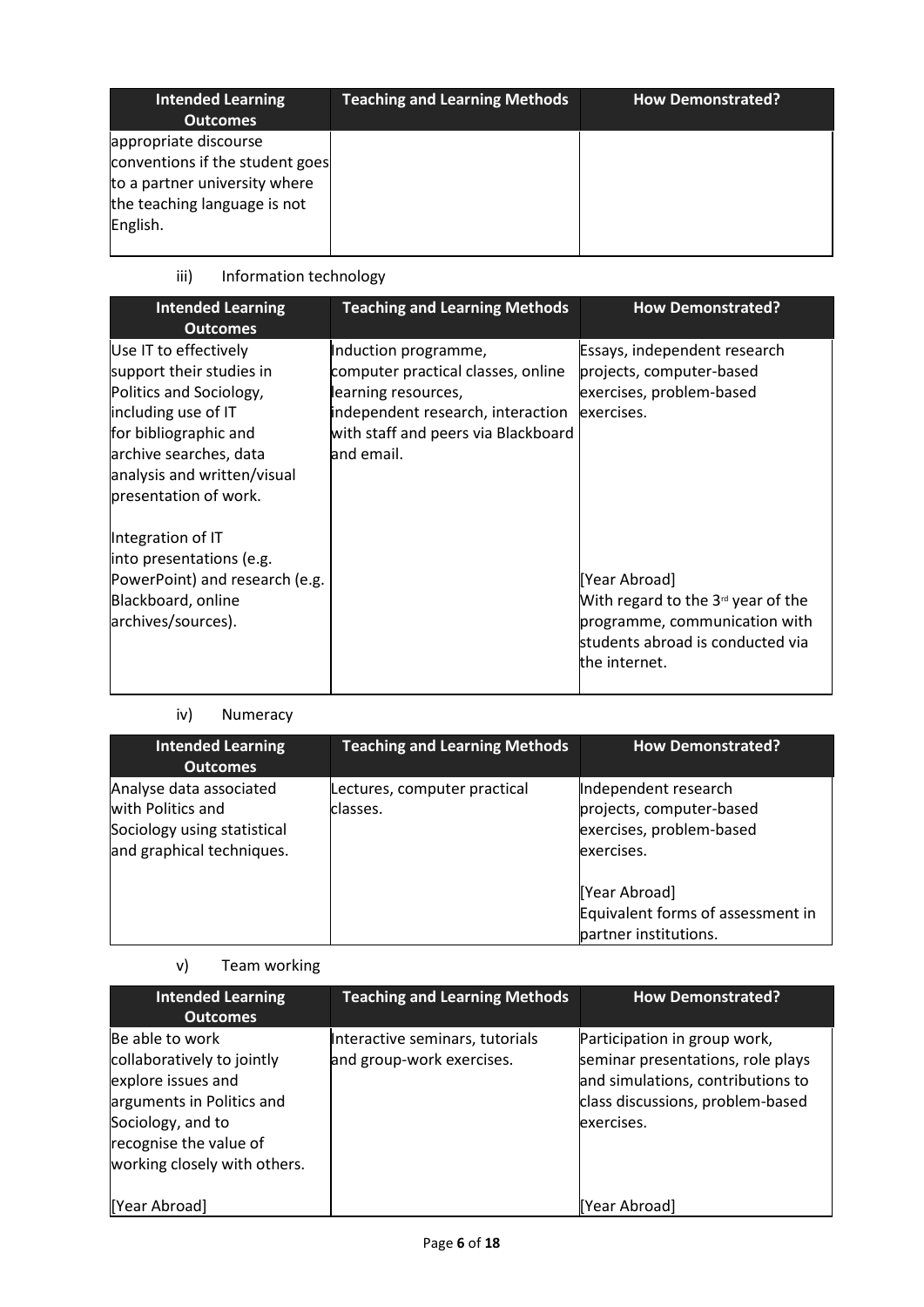| Intended Learning Outcomes | Teaching and Learning Methods | How Demonstrated? |
|---|---|---|
| appropriate discourse conventions if the student goes to a partner university where the teaching language is not English. | | |

iii) Information technology

| Intended Learning Outcomes | Teaching and Learning Methods | How Demonstrated? |
|---|---|---|
| Use IT to effectively support their studies in Politics and Sociology, including use of IT for bibliographic and archive searches, data analysis and written/visual presentation of work.<br><br>Integration of IT into presentations (e.g. PowerPoint) and research (e.g. Blackboard, online archives/sources). | Induction programme, computer practical classes, online learning resources, independent research, interaction with staff and peers via Blackboard and email. | Essays, independent research projects, computer-based exercises, problem-based exercises.<br><br>[Year Abroad]<br>With regard to the 3rd year of the programme, communication with students abroad is conducted via the internet. |

iv) Numeracy

| Intended Learning Outcomes | Teaching and Learning Methods | How Demonstrated? |
|---|---|---|
| Analyse data associated with Politics and Sociology using statistical and graphical techniques. | Lectures, computer practical classes. | Independent research projects, computer-based exercises, problem-based exercises.<br><br>[Year Abroad]<br>Equivalent forms of assessment in partner institutions. |

v) Team working

| Intended Learning Outcomes | Teaching and Learning Methods | How Demonstrated? |
|---|---|---|
| Be able to work collaboratively to jointly explore issues and arguments in Politics and Sociology, and to recognise the value of working closely with others.<br><br>[Year Abroad] | Interactive seminars, tutorials and group-work exercises. | Participation in group work, seminar presentations, role plays and simulations, contributions to class discussions, problem-based exercises.<br><br>[Year Abroad] |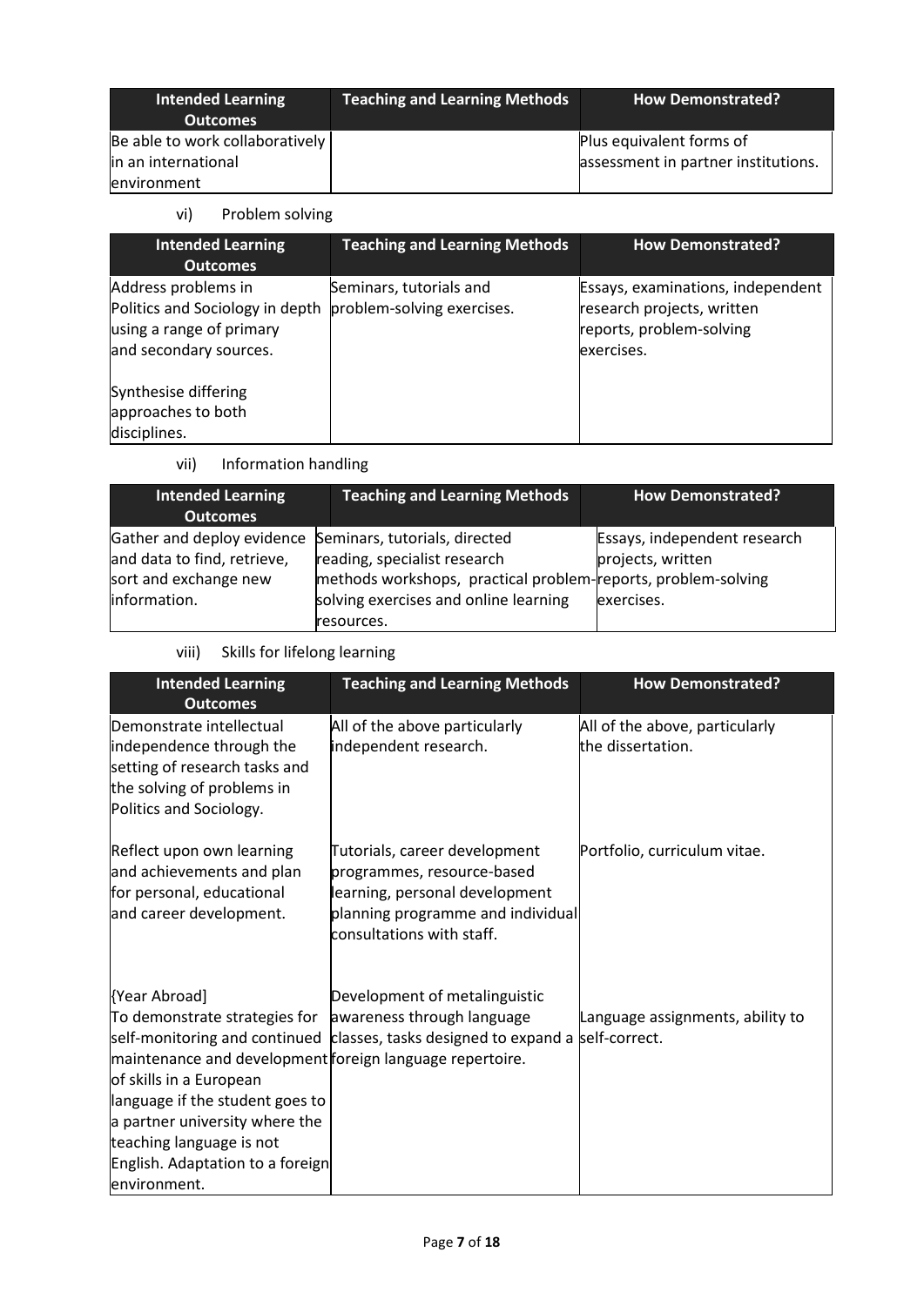| Intended Learning Outcomes | Teaching and Learning Methods | How Demonstrated? |
| --- | --- | --- |
| Be able to work collaboratively in an international environment | | Plus equivalent forms of assessment in partner institutions. |

vi) Problem solving

| Intended Learning Outcomes | Teaching and Learning Methods | How Demonstrated? |
| --- | --- | --- |
| Address problems in Politics and Sociology in depth using a range of primary and secondary sources.<br><br>Synthesise differing approaches to both disciplines. | Seminars, tutorials and problem-solving exercises. | Essays, examinations, independent research projects, written reports, problem-solving exercises. |

vii) Information handling

| Intended Learning Outcomes | Teaching and Learning Methods | How Demonstrated? |
| --- | --- | --- |
| Gather and deploy evidence and data to find, retrieve, sort and exchange new information. | Seminars, tutorials, directed reading, specialist research methods workshops, practical problem-solving exercises and online learning resources. | Essays, independent research projects, written reports, problem-solving exercises. |

viii) Skills for lifelong learning

| Intended Learning Outcomes | Teaching and Learning Methods | How Demonstrated? |
| --- | --- | --- |
| Demonstrate intellectual independence through the setting of research tasks and the solving of problems in Politics and Sociology. | All of the above particularly independent research. | All of the above, particularly the dissertation. |
| Reflect upon own learning and achievements and plan for personal, educational and career development. | Tutorials, career development programmes, resource-based learning, personal development planning programme and individual consultations with staff. | Portfolio, curriculum vitae. |
| {Year Abroad]<br>To demonstrate strategies for self-monitoring and continued maintenance and development of skills in a European language if the student goes to a partner university where the teaching language is not English. Adaptation to a foreign environment. | Development of metalinguistic awareness through language classes, tasks designed to expand a foreign language repertoire. | Language assignments, ability to self-correct. |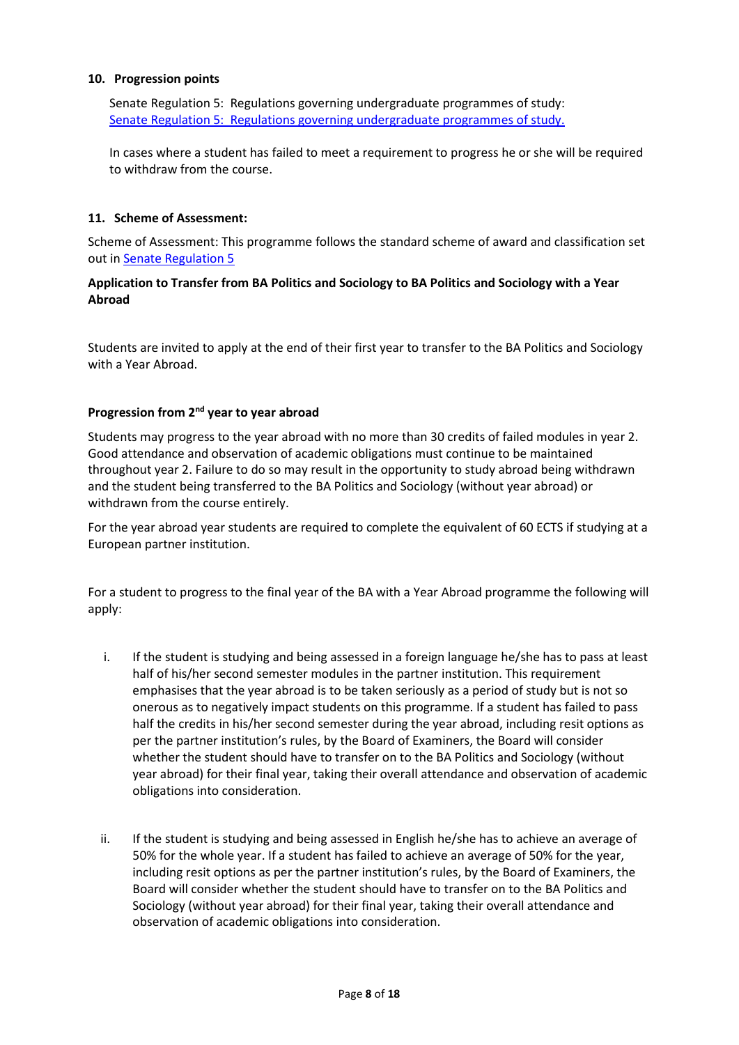## 10. Progression points

Senate Regulation 5: Regulations governing undergraduate programmes of study: [Senate Regulation 5: Regulations governing undergraduate programmes of study.]

In cases where a student has failed to meet a requirement to progress he or she will be required to withdraw from the course.

## 11. Scheme of Assessment:

Scheme of Assessment: This programme follows the standard scheme of award and classification set out in [Senate Regulation 5]

**Application to Transfer from BA Politics and Sociology to BA Politics and Sociology with a Year Abroad**

Students are invited to apply at the end of their first year to transfer to the BA Politics and Sociology with a Year Abroad.

**Progression from 2nd year to year abroad**

Students may progress to the year abroad with no more than 30 credits of failed modules in year 2. Good attendance and observation of academic obligations must continue to be maintained throughout year 2. Failure to do so may result in the opportunity to study abroad being withdrawn and the student being transferred to the BA Politics and Sociology (without year abroad) or withdrawn from the course entirely.

For the year abroad year students are required to complete the equivalent of 60 ECTS if studying at a European partner institution.

For a student to progress to the final year of the BA with a Year Abroad programme the following will apply:

i. If the student is studying and being assessed in a foreign language he/she has to pass at least half of his/her second semester modules in the partner institution. This requirement emphasises that the year abroad is to be taken seriously as a period of study but is not so onerous as to negatively impact students on this programme. If a student has failed to pass half the credits in his/her second semester during the year abroad, including resit options as per the partner institution's rules, by the Board of Examiners, the Board will consider whether the student should have to transfer on to the BA Politics and Sociology (without year abroad) for their final year, taking their overall attendance and observation of academic obligations into consideration.

ii. If the student is studying and being assessed in English he/she has to achieve an average of 50% for the whole year. If a student has failed to achieve an average of 50% for the year, including resit options as per the partner institution's rules, by the Board of Examiners, the Board will consider whether the student should have to transfer on to the BA Politics and Sociology (without year abroad) for their final year, taking their overall attendance and observation of academic obligations into consideration.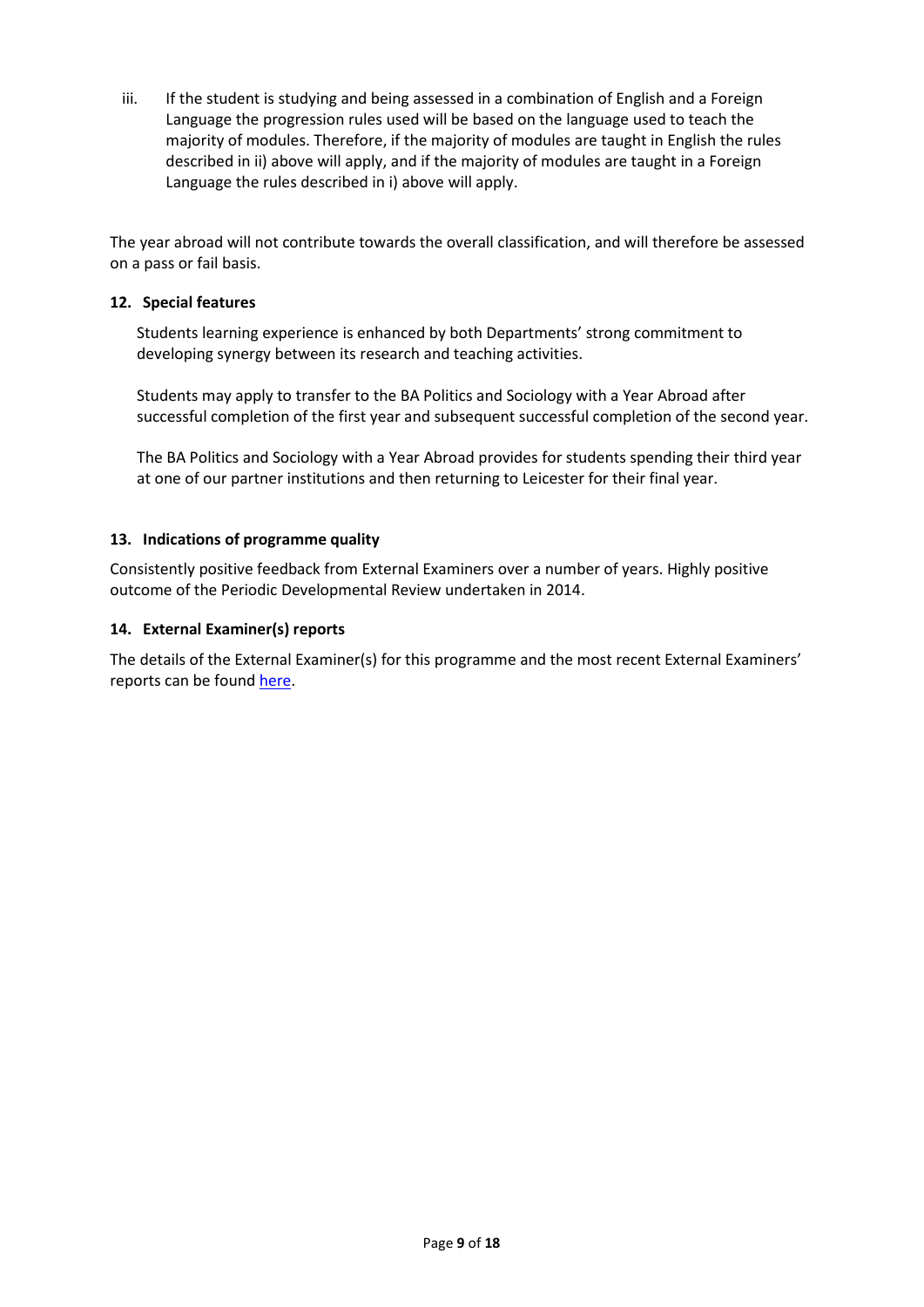iii. If the student is studying and being assessed in a combination of English and a Foreign Language the progression rules used will be based on the language used to teach the majority of modules. Therefore, if the majority of modules are taught in English the rules described in ii) above will apply, and if the majority of modules are taught in a Foreign Language the rules described in i) above will apply.

The year abroad will not contribute towards the overall classification, and will therefore be assessed on a pass or fail basis.

### 12. Special features

Students learning experience is enhanced by both Departments' strong commitment to developing synergy between its research and teaching activities.

Students may apply to transfer to the BA Politics and Sociology with a Year Abroad after successful completion of the first year and subsequent successful completion of the second year.

The BA Politics and Sociology with a Year Abroad provides for students spending their third year at one of our partner institutions and then returning to Leicester for their final year.

### 13. Indications of programme quality

Consistently positive feedback from External Examiners over a number of years. Highly positive outcome of the Periodic Developmental Review undertaken in 2014.

### 14. External Examiner(s) reports

The details of the External Examiner(s) for this programme and the most recent External Examiners' reports can be found here.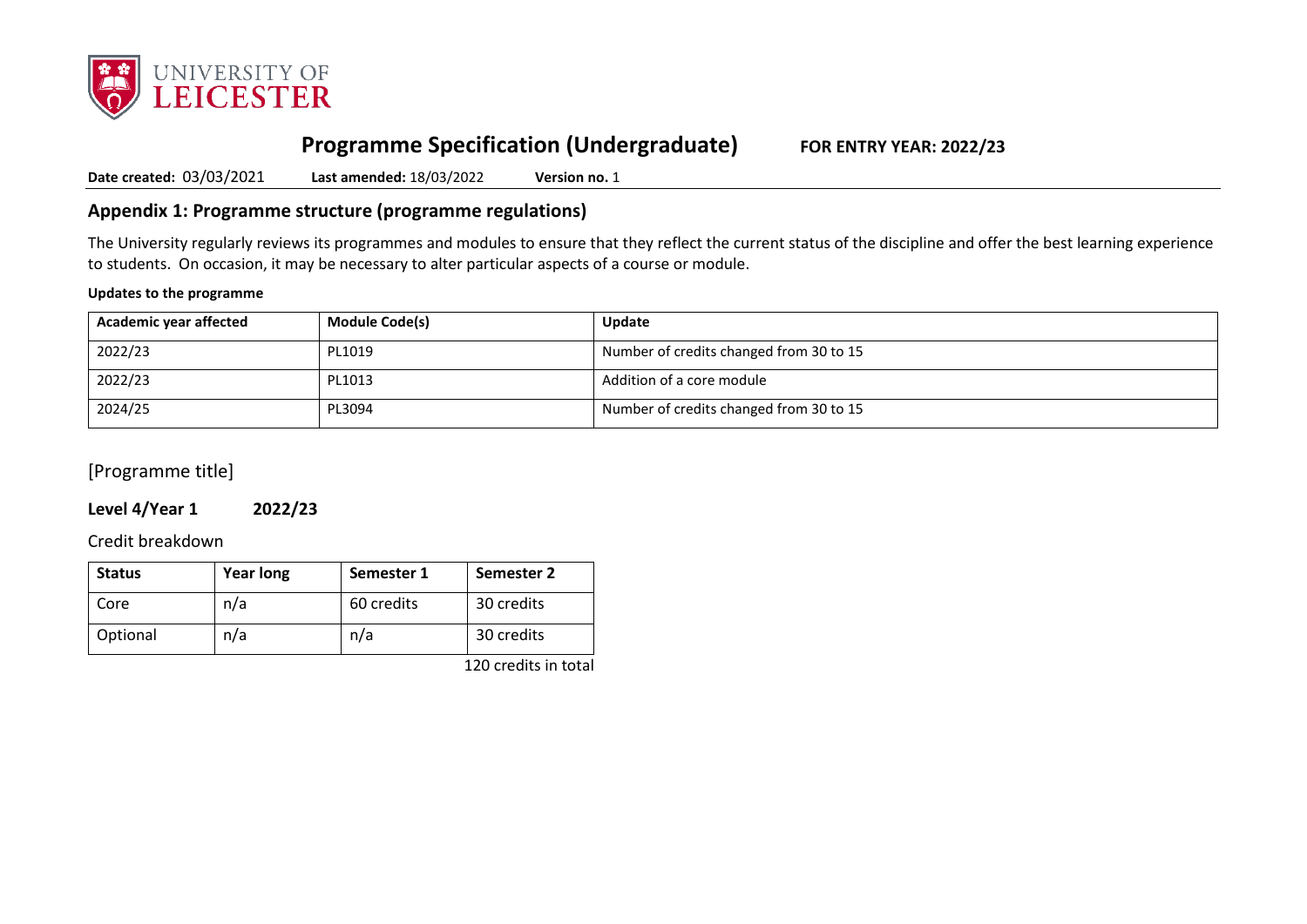# Programme Specification (Undergraduate) **FOR ENTRY YEAR: 2022/23**

**Date created:** 03/03/2021 **Last amended:** 18/03/2022 **Version no.** 1

## Appendix 1: Programme structure (programme regulations)

The University regularly reviews its programmes and modules to ensure that they reflect the current status of the discipline and offer the best learning experience to students. On occasion, it may be necessary to alter particular aspects of a course or module.

**Updates to the programme**

| Academic year affected | Module Code(s) | Update |
|---|---|---|
| 2022/23 | PL1019 | Number of credits changed from 30 to 15 |
| 2022/23 | PL1013 | Addition of a core module |
| 2024/25 | PL3094 | Number of credits changed from 30 to 15 |

[Programme title]

### Level 4/Year 1 2022/23

Credit breakdown

| Status | Year long | Semester 1 | Semester 2 |
|---|---|---|---|
| Core | n/a | 60 credits | 30 credits |
| Optional | n/a | n/a | 30 credits |

120 credits in total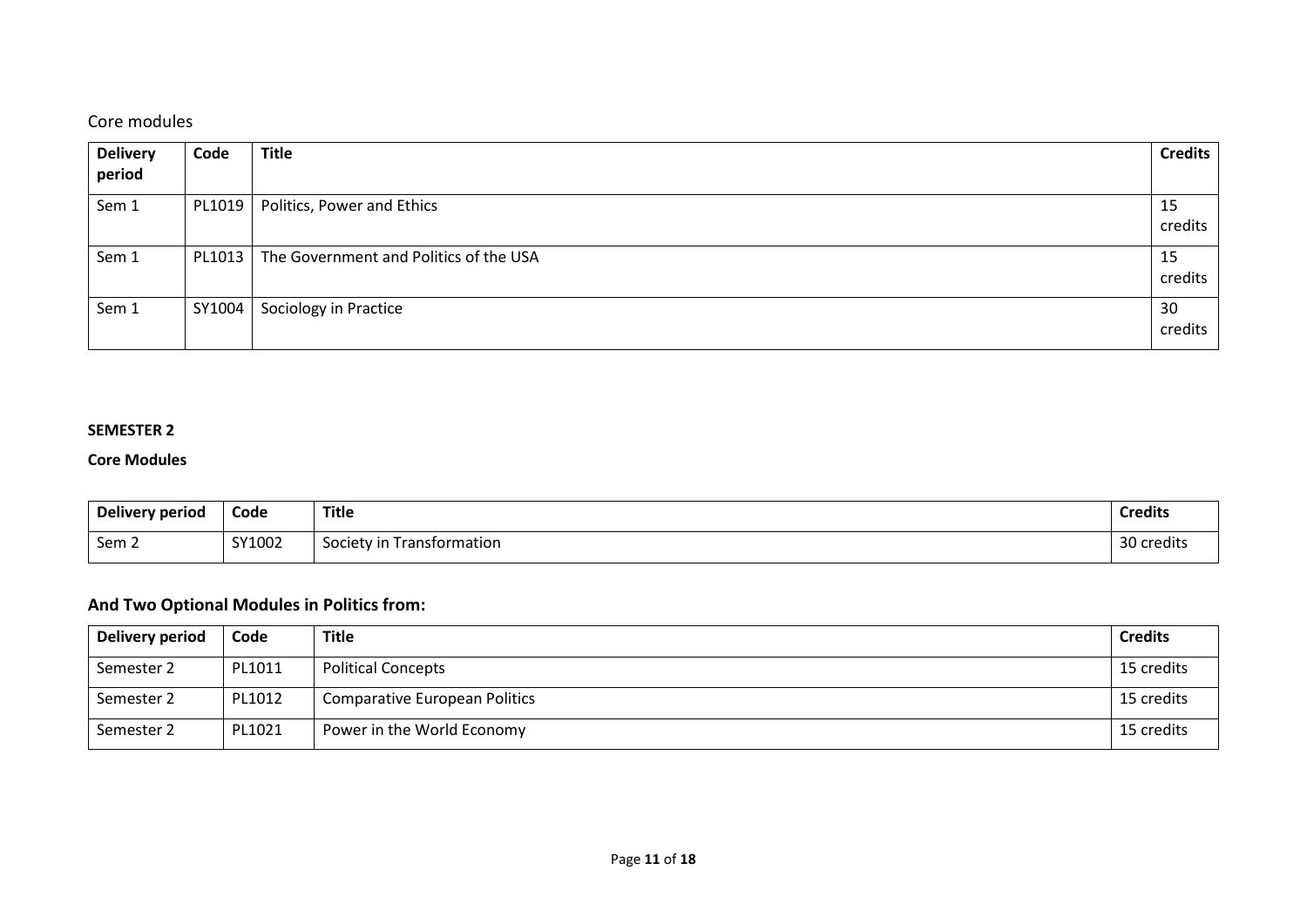Core modules

| Delivery period | Code | Title | Credits |
|---|---|---|---|
| Sem 1 | PL1019 | Politics, Power and Ethics | 15 credits |
| Sem 1 | PL1013 | The Government and Politics of the USA | 15 credits |
| Sem 1 | SY1004 | Sociology in Practice | 30 credits |

**SEMESTER 2**

**Core Modules**

| Delivery period | Code | Title | Credits |
|---|---|---|---|
| Sem 2 | SY1002 | Society in Transformation | 30 credits |

**And Two Optional Modules in Politics from:**

| Delivery period | Code | Title | Credits |
|---|---|---|---|
| Semester 2 | PL1011 | Political Concepts | 15 credits |
| Semester 2 | PL1012 | Comparative European Politics | 15 credits |
| Semester 2 | PL1021 | Power in the World Economy | 15 credits |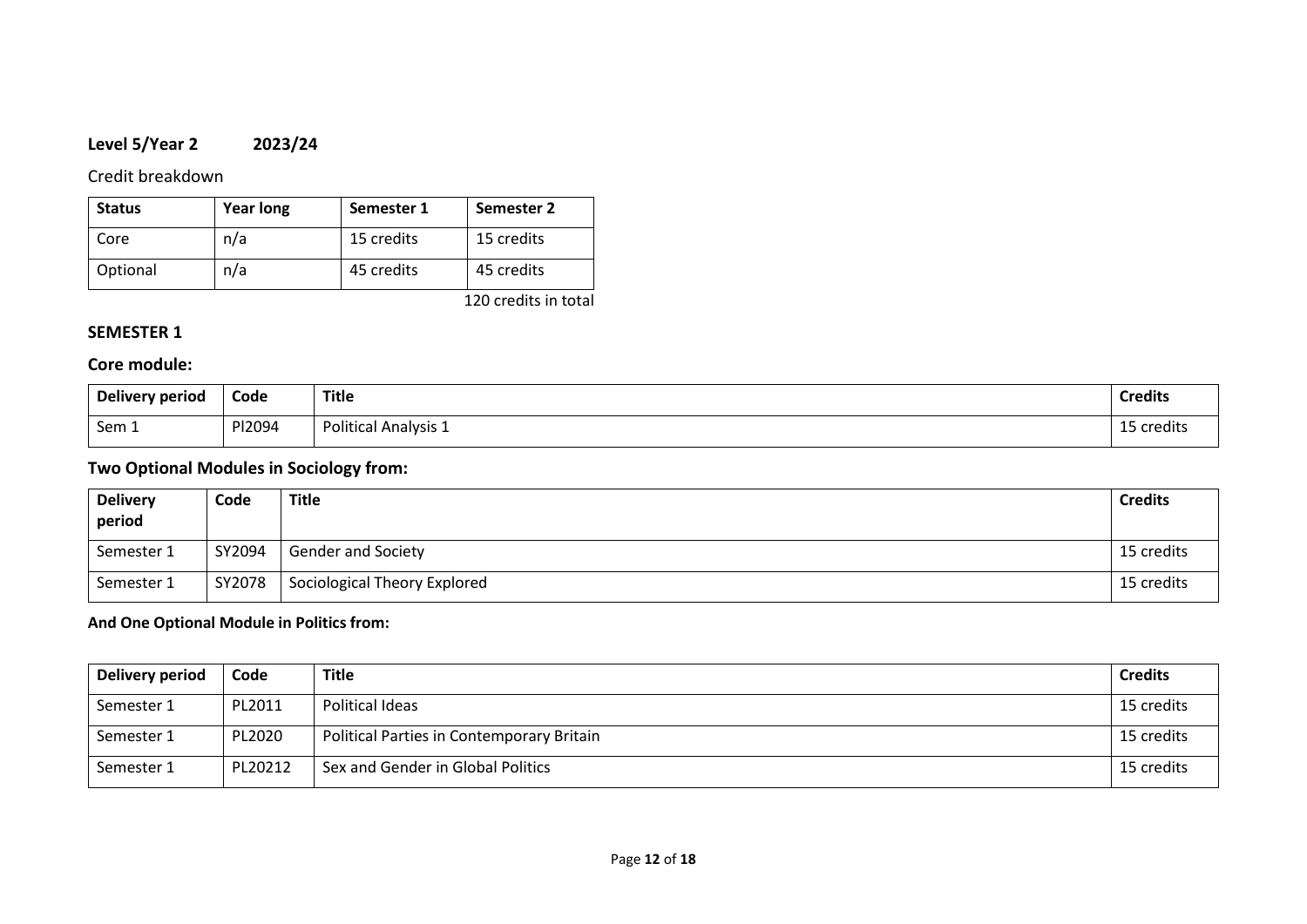**Level 5/Year 2 2023/24**

Credit breakdown

| Status | Year long | Semester 1 | Semester 2 |
|---|---|---|---|
| Core | n/a | 15 credits | 15 credits |
| Optional | n/a | 45 credits | 45 credits |

120 credits in total

**SEMESTER 1**

### Core module:

| Delivery period | Code | Title | Credits |
|---|---|---|---|
| Sem 1 | Pl2094 | Political Analysis 1 | 15 credits |

### Two Optional Modules in Sociology from:

| Delivery period | Code | Title | Credits |
|---|---|---|---|
| Semester 1 | SY2094 | Gender and Society | 15 credits |
| Semester 1 | SY2078 | Sociological Theory Explored | 15 credits |

**And One Optional Module in Politics from:**

| Delivery period | Code | Title | Credits |
|---|---|---|---|
| Semester 1 | PL2011 | Political Ideas | 15 credits |
| Semester 1 | PL2020 | Political Parties in Contemporary Britain | 15 credits |
| Semester 1 | PL20212 | Sex and Gender in Global Politics | 15 credits |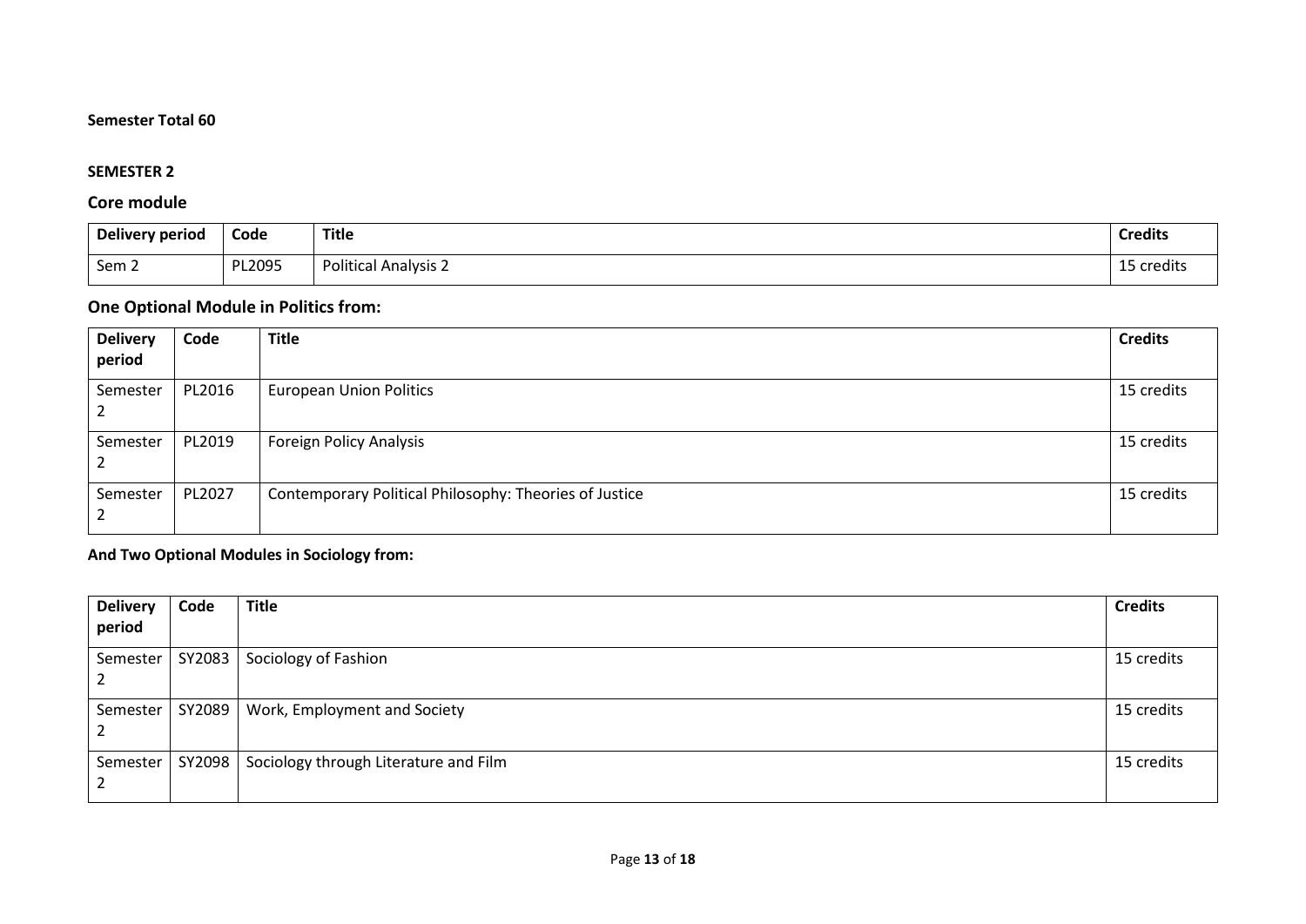**Semester Total 60**

**SEMESTER 2**

## Core module

| Delivery period | Code | Title | Credits |
|---|---|---|---|
| Sem 2 | PL2095 | Political Analysis 2 | 15 credits |

## One Optional Module in Politics from:

| Delivery period | Code | Title | Credits |
|---|---|---|---|
| Semester 2 | PL2016 | European Union Politics | 15 credits |
| Semester 2 | PL2019 | Foreign Policy Analysis | 15 credits |
| Semester 2 | PL2027 | Contemporary Political Philosophy: Theories of Justice | 15 credits |

**And Two Optional Modules in Sociology from:**

| Delivery period | Code | Title | Credits |
|---|---|---|---|
| Semester 2 | SY2083 | Sociology of Fashion | 15 credits |
| Semester 2 | SY2089 | Work, Employment and Society | 15 credits |
| Semester 2 | SY2098 | Sociology through Literature and Film | 15 credits |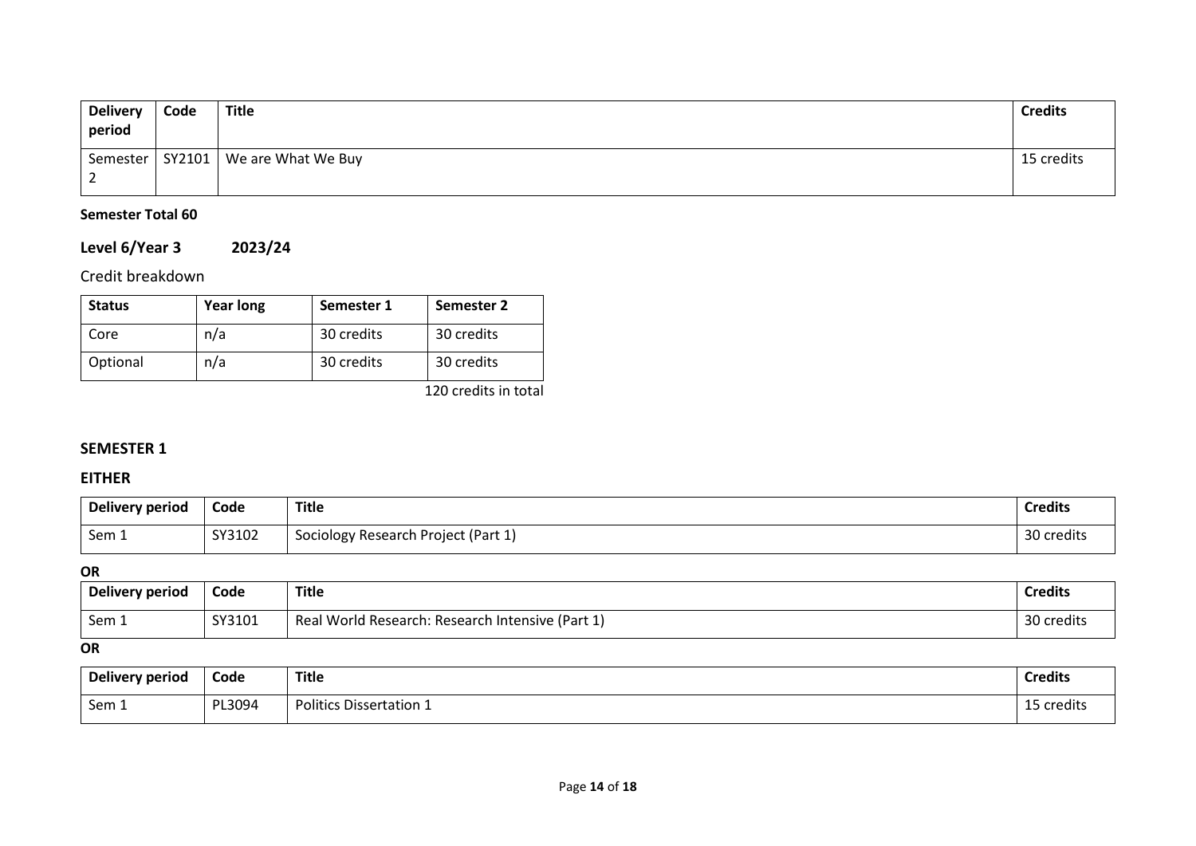| Delivery period | Code | Title | Credits |
|---|---|---|---|
| Semester 2 | SY2101 | We are What We Buy | 15 credits |

**Semester Total 60**

## Level 6/Year 3 2023/24

Credit breakdown

| Status | Year long | Semester 1 | Semester 2 |
|---|---|---|---|
| Core | n/a | 30 credits | 30 credits |
| Optional | n/a | 30 credits | 30 credits |

120 credits in total

### SEMESTER 1

### EITHER

| Delivery period | Code | Title | Credits |
|---|---|---|---|
| Sem 1 | SY3102 | Sociology Research Project (Part 1) | 30 credits |

**OR**

| Delivery period | Code | Title | Credits |
|---|---|---|---|
| Sem 1 | SY3101 | Real World Research: Research Intensive (Part 1) | 30 credits |

**OR**

| Delivery period | Code | Title | Credits |
|---|---|---|---|
| Sem 1 | PL3094 | Politics Dissertation 1 | 15 credits |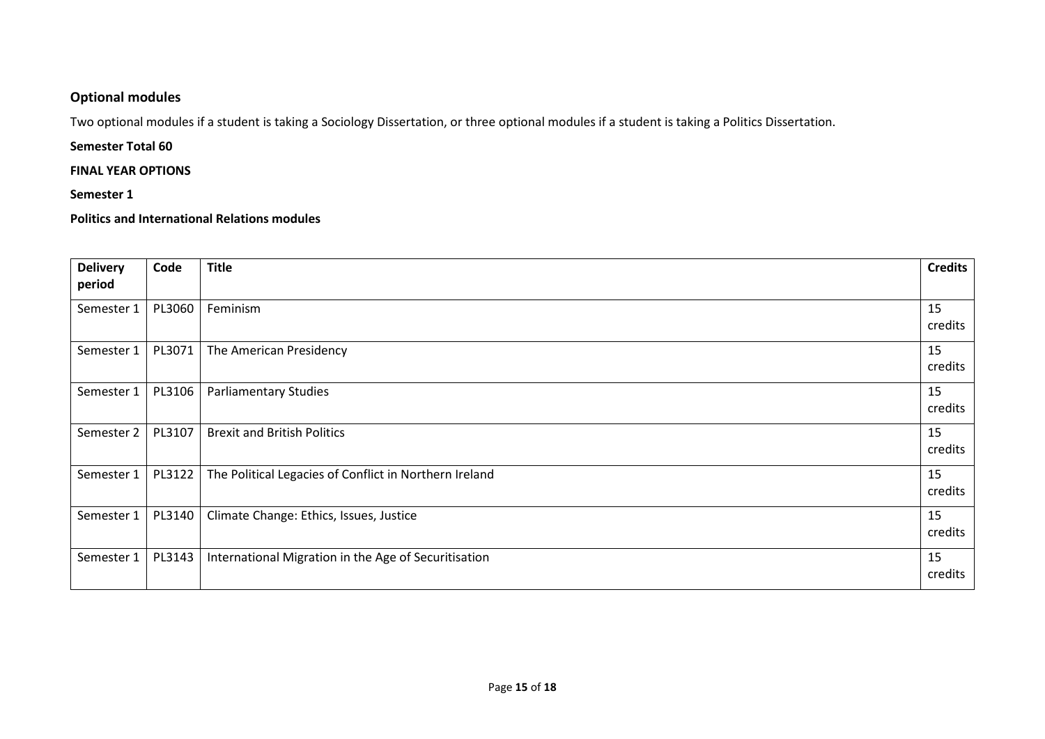## Optional modules

Two optional modules if a student is taking a Sociology Dissertation, or three optional modules if a student is taking a Politics Dissertation.

**Semester Total 60**

**FINAL YEAR OPTIONS**

**Semester 1**

**Politics and International Relations modules**

| Delivery period | Code | Title | Credits |
|---|---|---|---|
| Semester 1 | PL3060 | Feminism | 15 credits |
| Semester 1 | PL3071 | The American Presidency | 15 credits |
| Semester 1 | PL3106 | Parliamentary Studies | 15 credits |
| Semester 2 | PL3107 | Brexit and British Politics | 15 credits |
| Semester 1 | PL3122 | The Political Legacies of Conflict in Northern Ireland | 15 credits |
| Semester 1 | PL3140 | Climate Change: Ethics, Issues, Justice | 15 credits |
| Semester 1 | PL3143 | International Migration in the Age of Securitisation | 15 credits |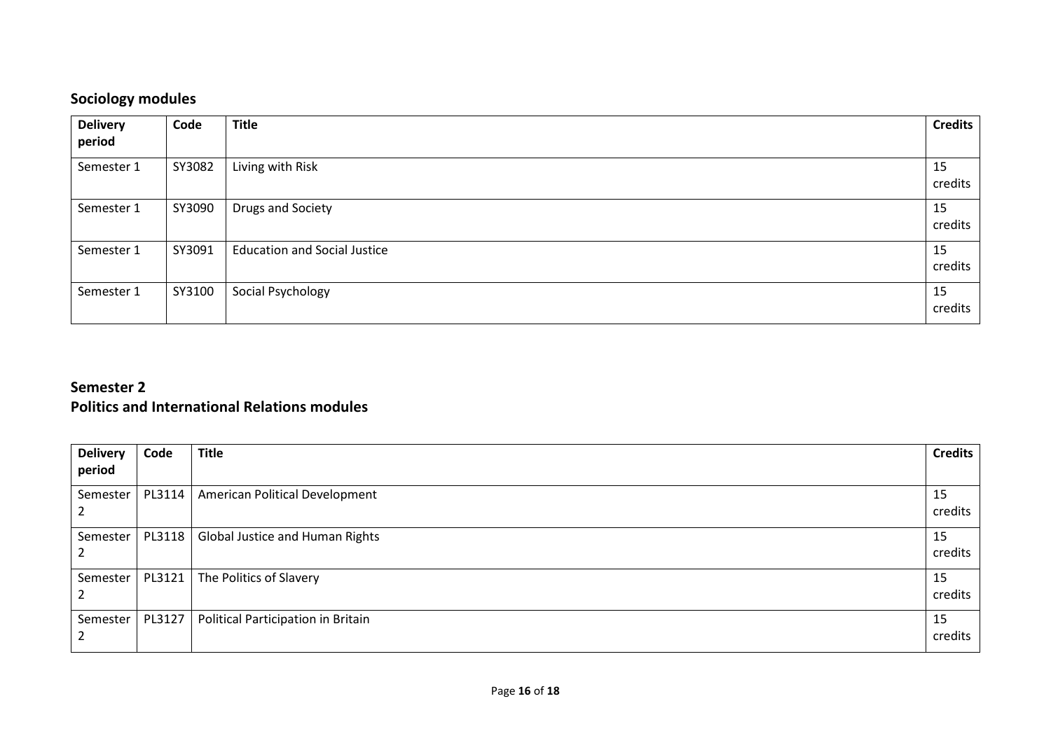## Sociology modules

| Delivery period | Code | Title | Credits |
|---|---|---|---|
| Semester 1 | SY3082 | Living with Risk | 15 credits |
| Semester 1 | SY3090 | Drugs and Society | 15 credits |
| Semester 1 | SY3091 | Education and Social Justice | 15 credits |
| Semester 1 | SY3100 | Social Psychology | 15 credits |

## Semester 2

## Politics and International Relations modules

| Delivery period | Code | Title | Credits |
|---|---|---|---|
| Semester 2 | PL3114 | American Political Development | 15 credits |
| Semester 2 | PL3118 | Global Justice and Human Rights | 15 credits |
| Semester 2 | PL3121 | The Politics of Slavery | 15 credits |
| Semester 2 | PL3127 | Political Participation in Britain | 15 credits |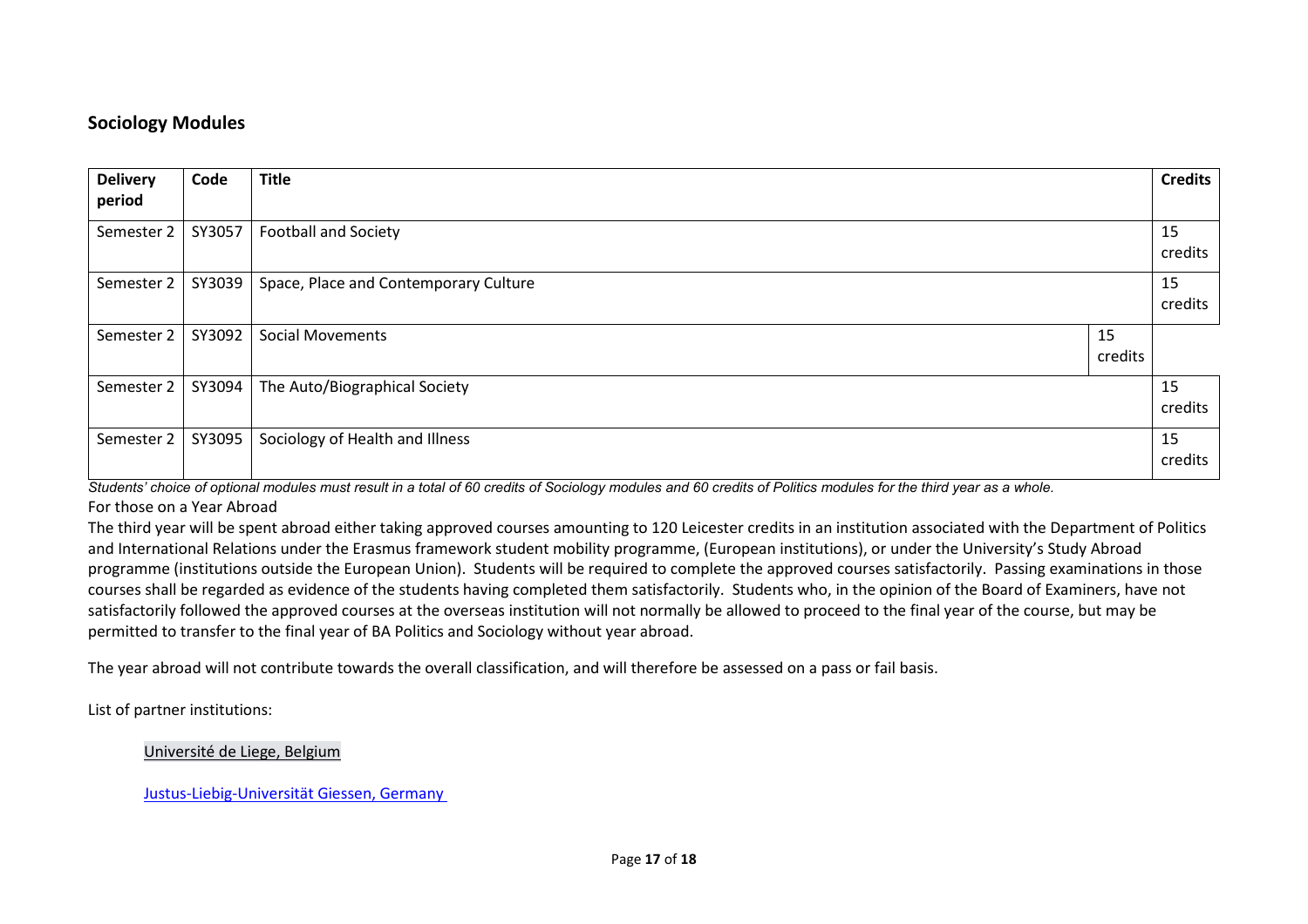## Sociology Modules

| Delivery period | Code | Title | Credits |
|---|---|---|---|
| Semester 2 | SY3057 | Football and Society | 15 credits |
| Semester 2 | SY3039 | Space, Place and Contemporary Culture | 15 credits |
| Semester 2 | SY3092 | Social Movements | 15 credits |
| Semester 2 | SY3094 | The Auto/Biographical Society | 15 credits |
| Semester 2 | SY3095 | Sociology of Health and Illness | 15 credits |

*Students' choice of optional modules must result in a total of 60 credits of Sociology modules and 60 credits of Politics modules for the third year as a whole.*

For those on a Year Abroad

The third year will be spent abroad either taking approved courses amounting to 120 Leicester credits in an institution associated with the Department of Politics and International Relations under the Erasmus framework student mobility programme, (European institutions), or under the University's Study Abroad programme (institutions outside the European Union). Students will be required to complete the approved courses satisfactorily. Passing examinations in those courses shall be regarded as evidence of the students having completed them satisfactorily. Students who, in the opinion of the Board of Examiners, have not satisfactorily followed the approved courses at the overseas institution will not normally be allowed to proceed to the final year of the course, but may be permitted to transfer to the final year of BA Politics and Sociology without year abroad.

The year abroad will not contribute towards the overall classification, and will therefore be assessed on a pass or fail basis.

List of partner institutions:

Université de Liege, Belgium

Justus-Liebig-Universität Giessen, Germany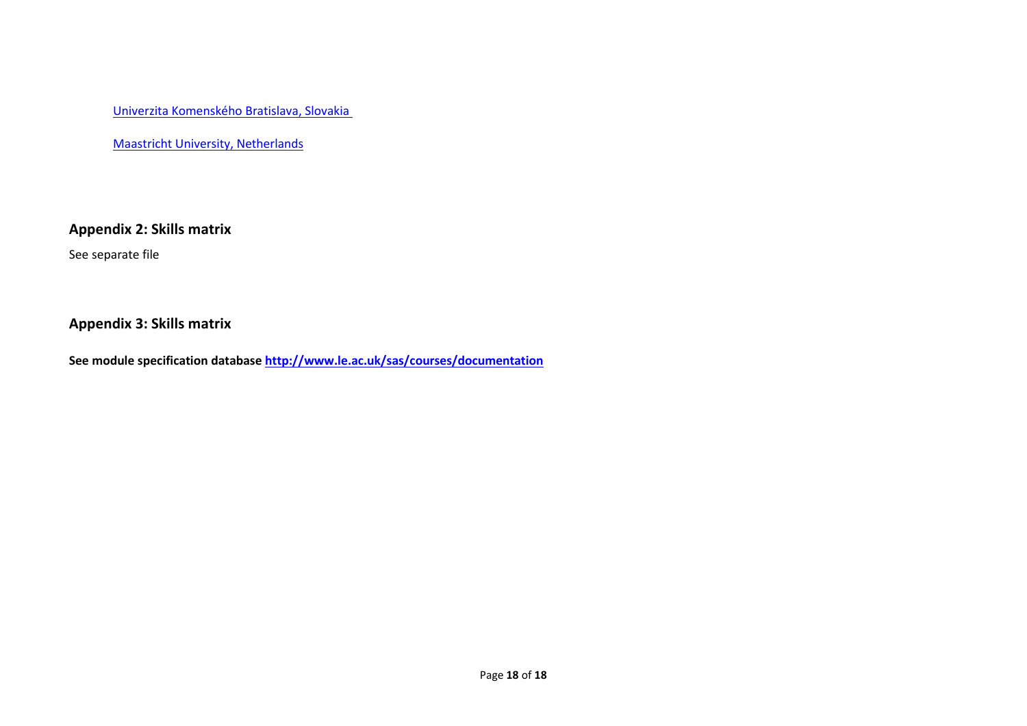Univerzita Komenského Bratislava, Slovakia

Maastricht University, Netherlands

## Appendix 2: Skills matrix

See separate file

## Appendix 3: Skills matrix

**See module specification database [http://www.le.ac.uk/sas/courses/documentation](http://www.le.ac.uk/sas/courses/documentation)**